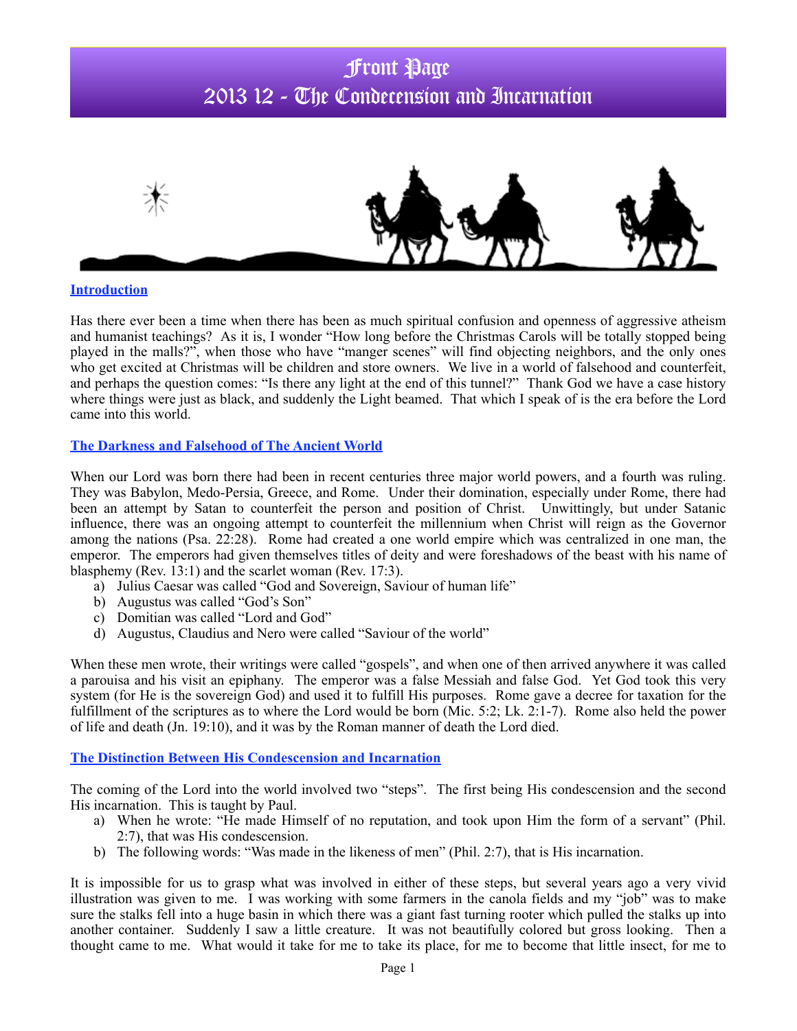# Front Page
# 2013 12 - The Condecension and Incarnation

## Introduction

Has there ever been a time when there has been as much spiritual confusion and openness of aggressive atheism and humanist teachings? As it is, I wonder "How long before the Christmas Carols will be totally stopped being played in the malls?", when those who have "manger scenes" will find objecting neighbors, and the only ones who get excited at Christmas will be children and store owners. We live in a world of falsehood and counterfeit, and perhaps the question comes: "Is there any light at the end of this tunnel?" Thank God we have a case history where things were just as black, and suddenly the Light beamed. That which I speak of is the era before the Lord came into this world.

## The Darkness and Falsehood of The Ancient World

When our Lord was born there had been in recent centuries three major world powers, and a fourth was ruling. They was Babylon, Medo-Persia, Greece, and Rome. Under their domination, especially under Rome, there had been an attempt by Satan to counterfeit the person and position of Christ. Unwittingly, but under Satanic influence, there was an ongoing attempt to counterfeit the millennium when Christ will reign as the Governor among the nations (Psa. 22:28). Rome had created a one world empire which was centralized in one man, the emperor. The emperors had given themselves titles of deity and were foreshadows of the beast with his name of blasphemy (Rev. 13:1) and the scarlet woman (Rev. 17:3).

a) Julius Caesar was called "God and Sovereign, Saviour of human life"
b) Augustus was called "God's Son"
c) Domitian was called "Lord and God"
d) Augustus, Claudius and Nero were called "Saviour of the world"

When these men wrote, their writings were called "gospels", and when one of then arrived anywhere it was called a parouisa and his visit an epiphany. The emperor was a false Messiah and false God. Yet God took this very system (for He is the sovereign God) and used it to fulfill His purposes. Rome gave a decree for taxation for the fulfillment of the scriptures as to where the Lord would be born (Mic. 5:2; Lk. 2:1-7). Rome also held the power of life and death (Jn. 19:10), and it was by the Roman manner of death the Lord died.

## The Distinction Between His Condescension and Incarnation

The coming of the Lord into the world involved two "steps". The first being His condescension and the second His incarnation. This is taught by Paul.

a) When he wrote: "He made Himself of no reputation, and took upon Him the form of a servant" (Phil. 2:7), that was His condescension.
b) The following words: "Was made in the likeness of men" (Phil. 2:7), that is His incarnation.

It is impossible for us to grasp what was involved in either of these steps, but several years ago a very vivid illustration was given to me. I was working with some farmers in the canola fields and my "job" was to make sure the stalks fell into a huge basin in which there was a giant fast turning rooter which pulled the stalks up into another container. Suddenly I saw a little creature. It was not beautifully colored but gross looking. Then a thought came to me. What would it take for me to take its place, for me to become that little insect, for me to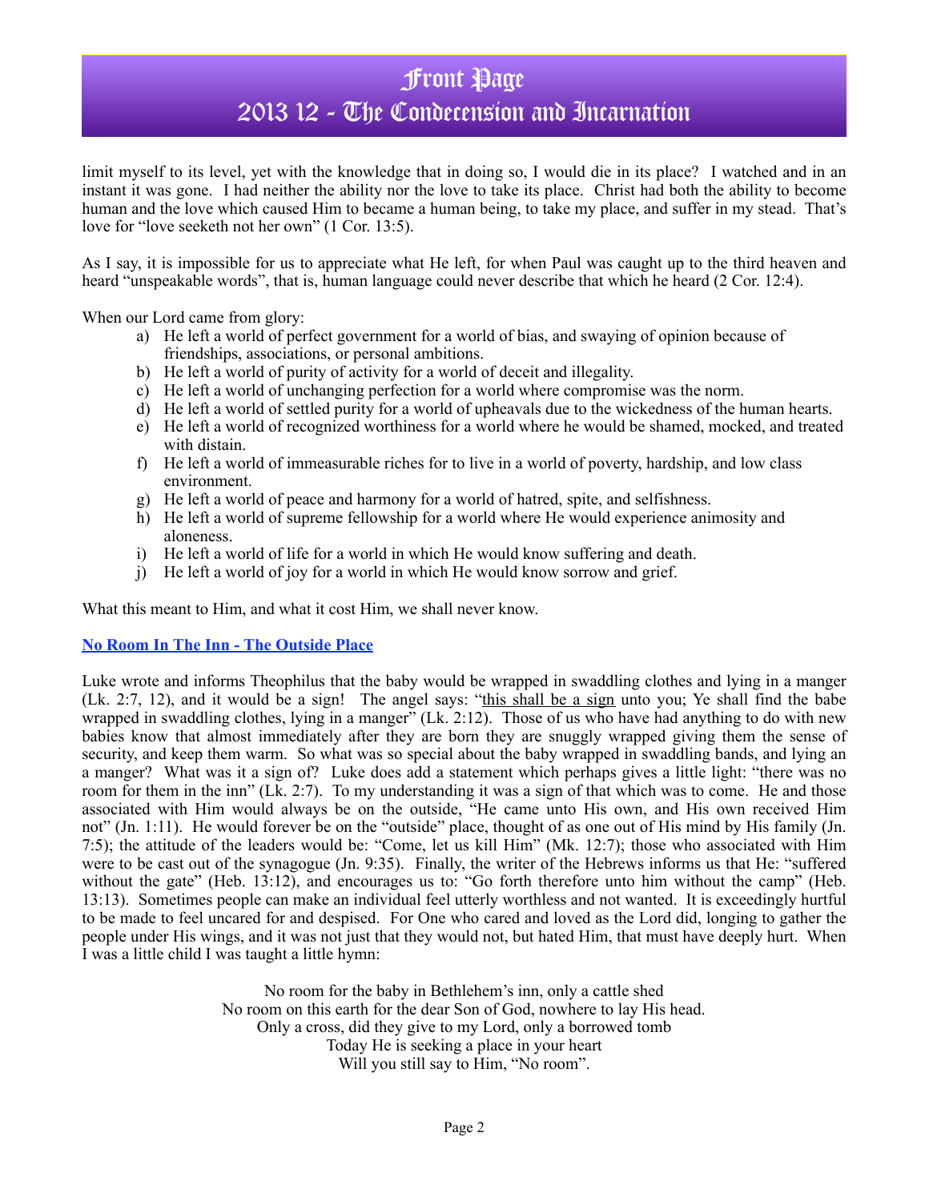limit myself to its level, yet with the knowledge that in doing so, I would die in its place? I watched and in an instant it was gone. I had neither the ability nor the love to take its place. Christ had both the ability to become human and the love which caused Him to became a human being, to take my place, and suffer in my stead. That's love for "love seeketh not her own" (1 Cor. 13:5).

As I say, it is impossible for us to appreciate what He left, for when Paul was caught up to the third heaven and heard "unspeakable words", that is, human language could never describe that which he heard (2 Cor. 12:4).

When our Lord came from glory:

a) He left a world of perfect government for a world of bias, and swaying of opinion because of friendships, associations, or personal ambitions.
b) He left a world of purity of activity for a world of deceit and illegality.
c) He left a world of unchanging perfection for a world where compromise was the norm.
d) He left a world of settled purity for a world of upheavals due to the wickedness of the human hearts.
e) He left a world of recognized worthiness for a world where he would be shamed, mocked, and treated with distain.
f) He left a world of immeasurable riches for to live in a world of poverty, hardship, and low class environment.
g) He left a world of peace and harmony for a world of hatred, spite, and selfishness.
h) He left a world of supreme fellowship for a world where He would experience animosity and aloneness.
i) He left a world of life for a world in which He would know suffering and death.
j) He left a world of joy for a world in which He would know sorrow and grief.

What this meant to Him, and what it cost Him, we shall never know.

## No Room In The Inn - The Outside Place

Luke wrote and informs Theophilus that the baby would be wrapped in swaddling clothes and lying in a manger (Lk. 2:7, 12), and it would be a sign! The angel says: "this shall be a sign unto you; Ye shall find the babe wrapped in swaddling clothes, lying in a manger" (Lk. 2:12). Those of us who have had anything to do with new babies know that almost immediately after they are born they are snuggly wrapped giving them the sense of security, and keep them warm. So what was so special about the baby wrapped in swaddling bands, and lying an a manger? What was it a sign of? Luke does add a statement which perhaps gives a little light: "there was no room for them in the inn" (Lk. 2:7). To my understanding it was a sign of that which was to come. He and those associated with Him would always be on the outside, "He came unto His own, and His own received Him not" (Jn. 1:11). He would forever be on the "outside" place, thought of as one out of His mind by His family (Jn. 7:5); the attitude of the leaders would be: "Come, let us kill Him" (Mk. 12:7); those who associated with Him were to be cast out of the synagogue (Jn. 9:35). Finally, the writer of the Hebrews informs us that He: "suffered without the gate" (Heb. 13:12), and encourages us to: "Go forth therefore unto him without the camp" (Heb. 13:13). Sometimes people can make an individual feel utterly worthless and not wanted. It is exceedingly hurtful to be made to feel uncared for and despised. For One who cared and loved as the Lord did, longing to gather the people under His wings, and it was not just that they would not, but hated Him, that must have deeply hurt. When I was a little child I was taught a little hymn:

No room for the baby in Bethlehem's inn, only a cattle shed
No room on this earth for the dear Son of God, nowhere to lay His head.
Only a cross, did they give to my Lord, only a borrowed tomb
Today He is seeking a place in your heart
Will you still say to Him, "No room".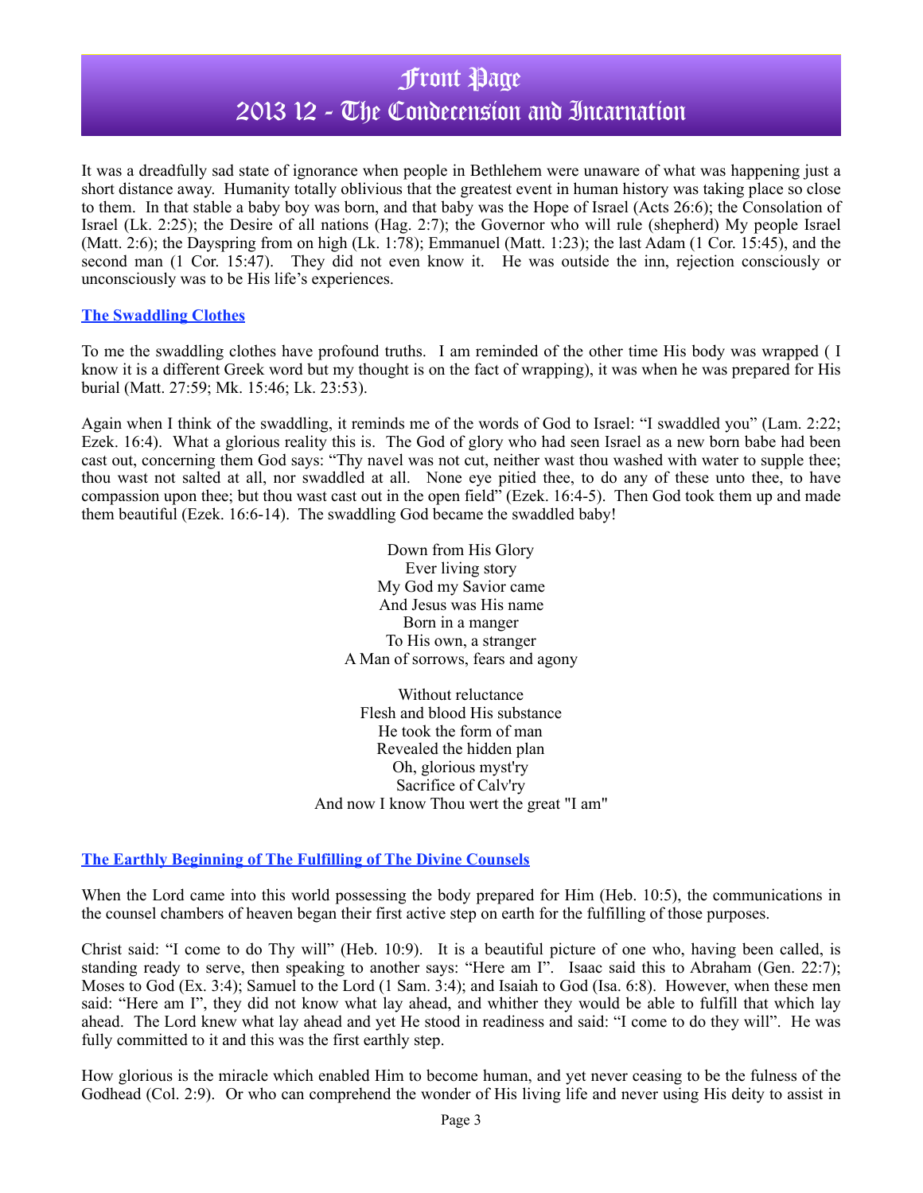# Front Page
# 2013 12 - The Condecension and Incarnation

It was a dreadfully sad state of ignorance when people in Bethlehem were unaware of what was happening just a short distance away. Humanity totally oblivious that the greatest event in human history was taking place so close to them. In that stable a baby boy was born, and that baby was the Hope of Israel (Acts 26:6); the Consolation of Israel (Lk. 2:25); the Desire of all nations (Hag. 2:7); the Governor who will rule (shepherd) My people Israel (Matt. 2:6); the Dayspring from on high (Lk. 1:78); Emmanuel (Matt. 1:23); the last Adam (1 Cor. 15:45), and the second man (1 Cor. 15:47). They did not even know it. He was outside the inn, rejection consciously or unconsciously was to be His life's experiences.

## The Swaddling Clothes

To me the swaddling clothes have profound truths. I am reminded of the other time His body was wrapped ( I know it is a different Greek word but my thought is on the fact of wrapping), it was when he was prepared for His burial (Matt. 27:59; Mk. 15:46; Lk. 23:53).

Again when I think of the swaddling, it reminds me of the words of God to Israel: "I swaddled you" (Lam. 2:22; Ezek. 16:4). What a glorious reality this is. The God of glory who had seen Israel as a new born babe had been cast out, concerning them God says: "Thy navel was not cut, neither wast thou washed with water to supple thee; thou wast not salted at all, nor swaddled at all. None eye pitied thee, to do any of these unto thee, to have compassion upon thee; but thou wast cast out in the open field" (Ezek. 16:4-5). Then God took them up and made them beautiful (Ezek. 16:6-14). The swaddling God became the swaddled baby!

Down from His Glory
Ever living story
My God my Savior came
And Jesus was His name
Born in a manger
To His own, a stranger
A Man of sorrows, fears and agony

Without reluctance
Flesh and blood His substance
He took the form of man
Revealed the hidden plan
Oh, glorious myst'ry
Sacrifice of Calv'ry
And now I know Thou wert the great "I am"

## The Earthly Beginning of The Fulfilling of The Divine Counsels

When the Lord came into this world possessing the body prepared for Him (Heb. 10:5), the communications in the counsel chambers of heaven began their first active step on earth for the fulfilling of those purposes.

Christ said: "I come to do Thy will" (Heb. 10:9). It is a beautiful picture of one who, having been called, is standing ready to serve, then speaking to another says: "Here am I". Isaac said this to Abraham (Gen. 22:7); Moses to God (Ex. 3:4); Samuel to the Lord (1 Sam. 3:4); and Isaiah to God (Isa. 6:8). However, when these men said: "Here am I", they did not know what lay ahead, and whither they would be able to fulfill that which lay ahead. The Lord knew what lay ahead and yet He stood in readiness and said: "I come to do they will". He was fully committed to it and this was the first earthly step.

How glorious is the miracle which enabled Him to become human, and yet never ceasing to be the fulness of the Godhead (Col. 2:9). Or who can comprehend the wonder of His living life and never using His deity to assist in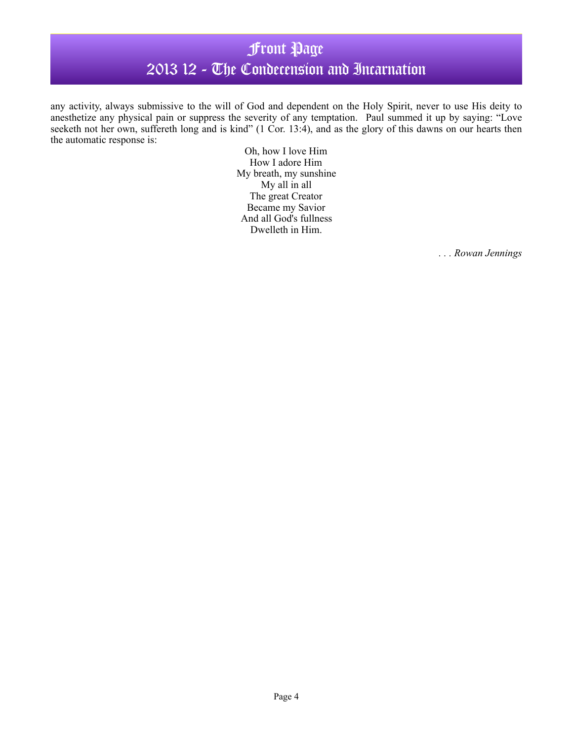any activity, always submissive to the will of God and dependent on the Holy Spirit, never to use His deity to anesthetize any physical pain or suppress the severity of any temptation. Paul summed it up by saying: "Love seeketh not her own, suffereth long and is kind" (1 Cor. 13:4), and as the glory of this dawns on our hearts then the automatic response is:

Oh, how I love Him
How I adore Him
My breath, my sunshine
My all in all
The great Creator
Became my Savior
And all God's fullness
Dwelleth in Him.

*. . . Rowan Jennings*